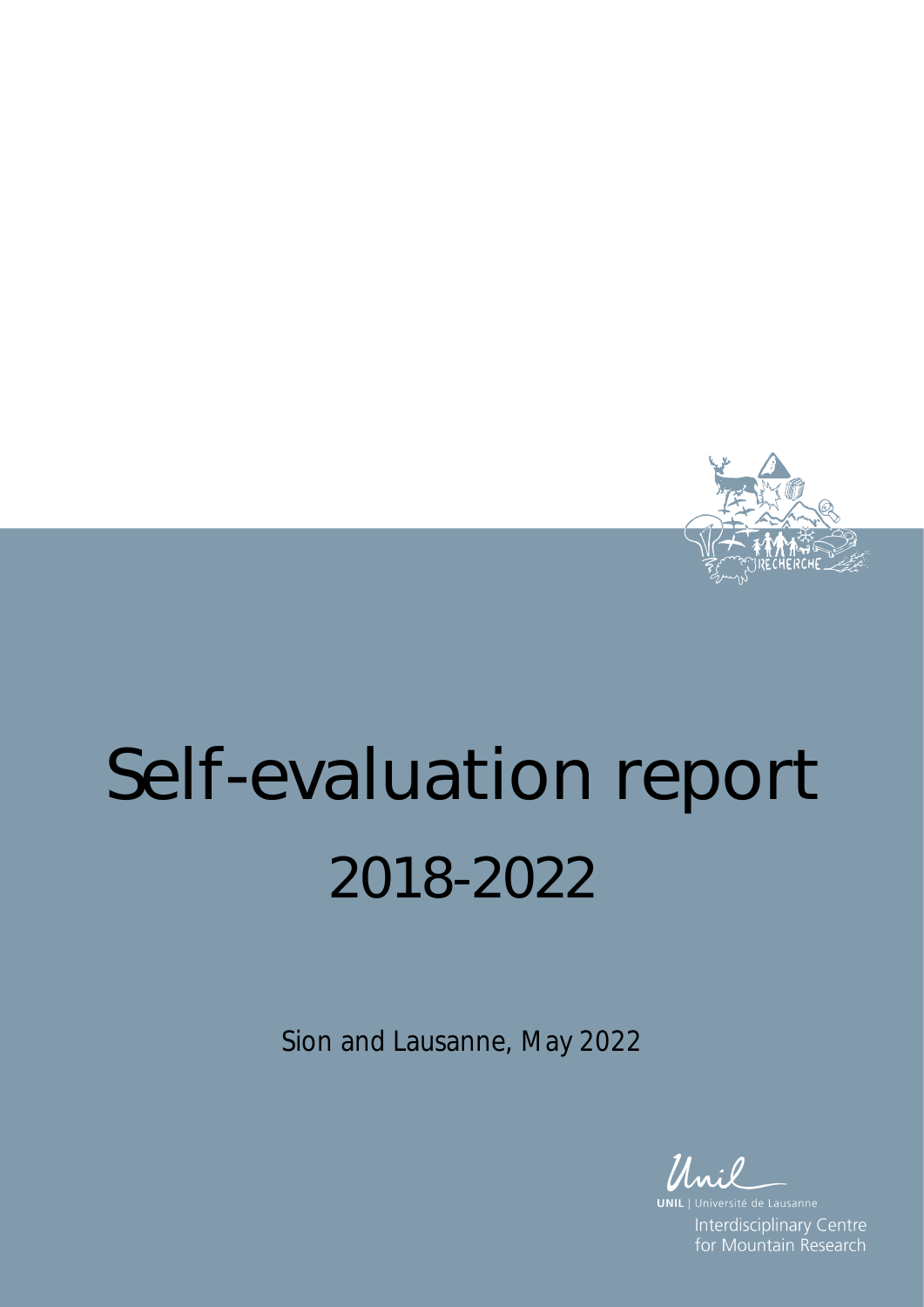# Self-evaluation report

## 2018-2022

Sion and Lausanne, May 2022

UNIL | Université de Lausanne

Interdisciplinary Centre for Mountain Research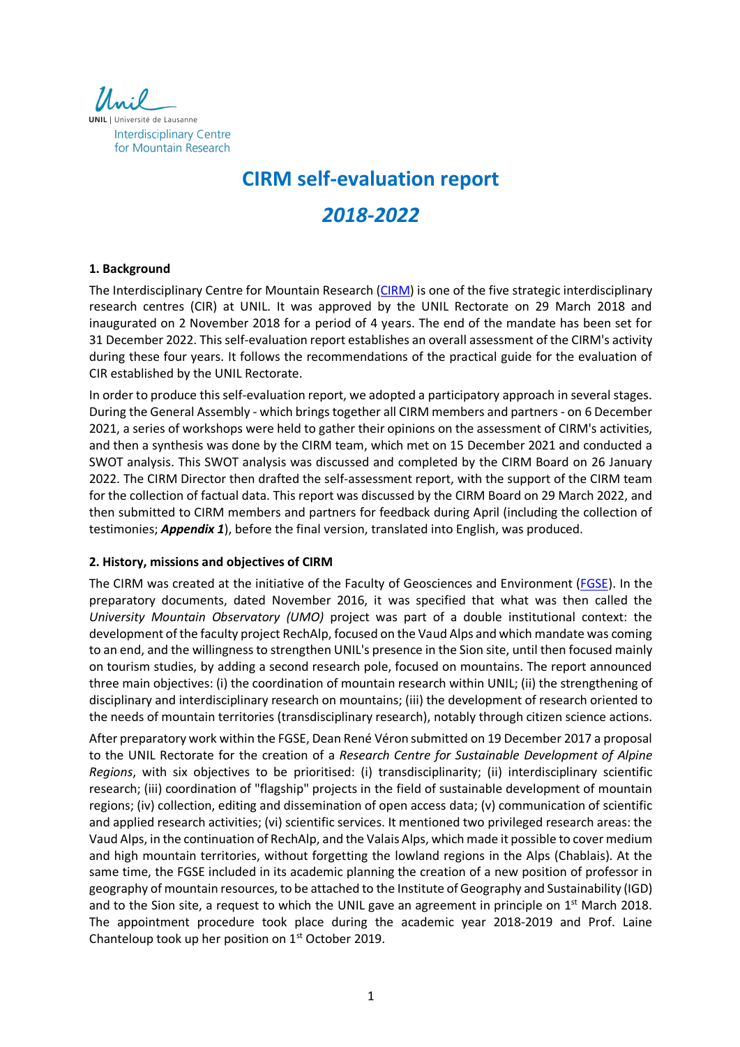Unil | Université de Lausanne
Interdisciplinary Centre
for Mountain Research

# CIRM self-evaluation report

## *2018-2022*

### 1. Background

The Interdisciplinary Centre for Mountain Research (CIRM) is one of the five strategic interdisciplinary research centres (CIR) at UNIL. It was approved by the UNIL Rectorate on 29 March 2018 and inaugurated on 2 November 2018 for a period of 4 years. The end of the mandate has been set for 31 December 2022. This self-evaluation report establishes an overall assessment of the CIRM's activity during these four years. It follows the recommendations of the practical guide for the evaluation of CIR established by the UNIL Rectorate.

In order to produce this self-evaluation report, we adopted a participatory approach in several stages. During the General Assembly - which brings together all CIRM members and partners - on 6 December 2021, a series of workshops were held to gather their opinions on the assessment of CIRM's activities, and then a synthesis was done by the CIRM team, which met on 15 December 2021 and conducted a SWOT analysis. This SWOT analysis was discussed and completed by the CIRM Board on 26 January 2022. The CIRM Director then drafted the self-assessment report, with the support of the CIRM team for the collection of factual data. This report was discussed by the CIRM Board on 29 March 2022, and then submitted to CIRM members and partners for feedback during April (including the collection of testimonies; ***Appendix 1***), before the final version, translated into English, was produced.

### 2. History, missions and objectives of CIRM

The CIRM was created at the initiative of the Faculty of Geosciences and Environment (FGSE). In the preparatory documents, dated November 2016, it was specified that what was then called the *University Mountain Observatory (UMO)* project was part of a double institutional context: the development of the faculty project RechAlp, focused on the Vaud Alps and which mandate was coming to an end, and the willingness to strengthen UNIL's presence in the Sion site, until then focused mainly on tourism studies, by adding a second research pole, focused on mountains. The report announced three main objectives: (i) the coordination of mountain research within UNIL; (ii) the strengthening of disciplinary and interdisciplinary research on mountains; (iii) the development of research oriented to the needs of mountain territories (transdisciplinary research), notably through citizen science actions.

After preparatory work within the FGSE, Dean René Véron submitted on 19 December 2017 a proposal to the UNIL Rectorate for the creation of a *Research Centre for Sustainable Development of Alpine Regions*, with six objectives to be prioritised: (i) transdisciplinarity; (ii) interdisciplinary scientific research; (iii) coordination of "flagship" projects in the field of sustainable development of mountain regions; (iv) collection, editing and dissemination of open access data; (v) communication of scientific and applied research activities; (vi) scientific services. It mentioned two privileged research areas: the Vaud Alps, in the continuation of RechAlp, and the Valais Alps, which made it possible to cover medium and high mountain territories, without forgetting the lowland regions in the Alps (Chablais). At the same time, the FGSE included in its academic planning the creation of a new position of professor in geography of mountain resources, to be attached to the Institute of Geography and Sustainability (IGD) and to the Sion site, a request to which the UNIL gave an agreement in principle on 1st March 2018. The appointment procedure took place during the academic year 2018-2019 and Prof. Laine Chanteloup took up her position on 1st October 2019.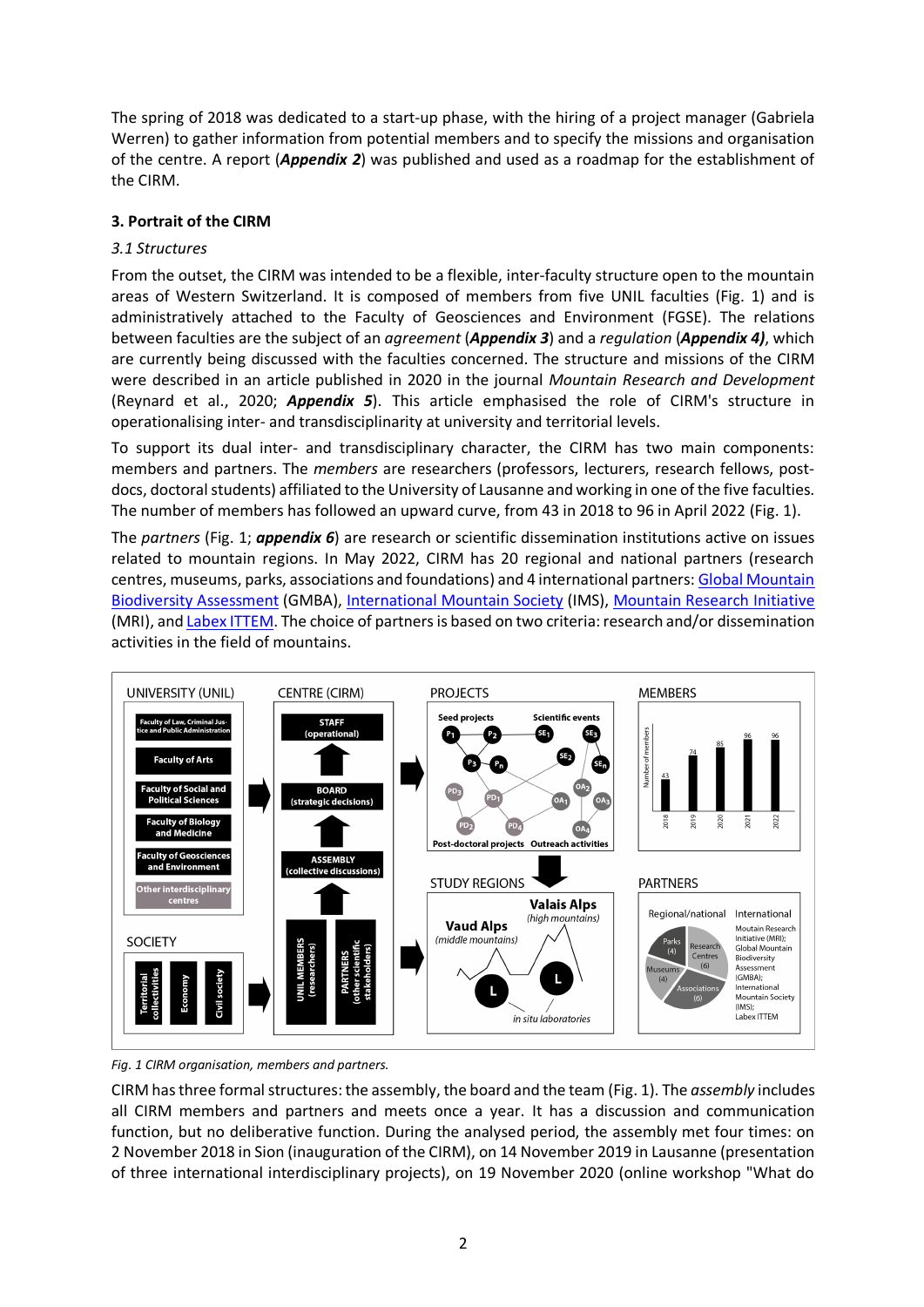The spring of 2018 was dedicated to a start-up phase, with the hiring of a project manager (Gabriela Werren) to gather information from potential members and to specify the missions and organisation of the centre. A report (***Appendix 2***) was published and used as a roadmap for the establishment of the CIRM.

### 3. Portrait of the CIRM

#### *3.1 Structures*

From the outset, the CIRM was intended to be a flexible, inter-faculty structure open to the mountain areas of Western Switzerland. It is composed of members from five UNIL faculties (Fig. 1) and is administratively attached to the Faculty of Geosciences and Environment (FGSE). The relations between faculties are the subject of an *agreement* (***Appendix 3***) and a *regulation* (***Appendix 4)***, which are currently being discussed with the faculties concerned. The structure and missions of the CIRM were described in an article published in 2020 in the journal *Mountain Research and Development* (Reynard et al., 2020; ***Appendix 5***). This article emphasised the role of CIRM's structure in operationalising inter- and transdisciplinarity at university and territorial levels.

To support its dual inter- and transdisciplinary character, the CIRM has two main components: members and partners. The *members* are researchers (professors, lecturers, research fellows, post-docs, doctoral students) affiliated to the University of Lausanne and working in one of the five faculties. The number of members has followed an upward curve, from 43 in 2018 to 96 in April 2022 (Fig. 1).

The *partners* (Fig. 1; ***appendix 6***) are research or scientific dissemination institutions active on issues related to mountain regions. In May 2022, CIRM has 20 regional and national partners (research centres, museums, parks, associations and foundations) and 4 international partners: Global Mountain Biodiversity Assessment (GMBA), International Mountain Society (IMS), Mountain Research Initiative (MRI), and Labex ITTEM. The choice of partners is based on two criteria: research and/or dissemination activities in the field of mountains.

*Fig. 1 CIRM organisation, members and partners.*

CIRM has three formal structures: the assembly, the board and the team (Fig. 1). The *assembly* includes all CIRM members and partners and meets once a year. It has a discussion and communication function, but no deliberative function. During the analysed period, the assembly met four times: on 2 November 2018 in Sion (inauguration of the CIRM), on 14 November 2019 in Lausanne (presentation of three international interdisciplinary projects), on 19 November 2020 (online workshop "What do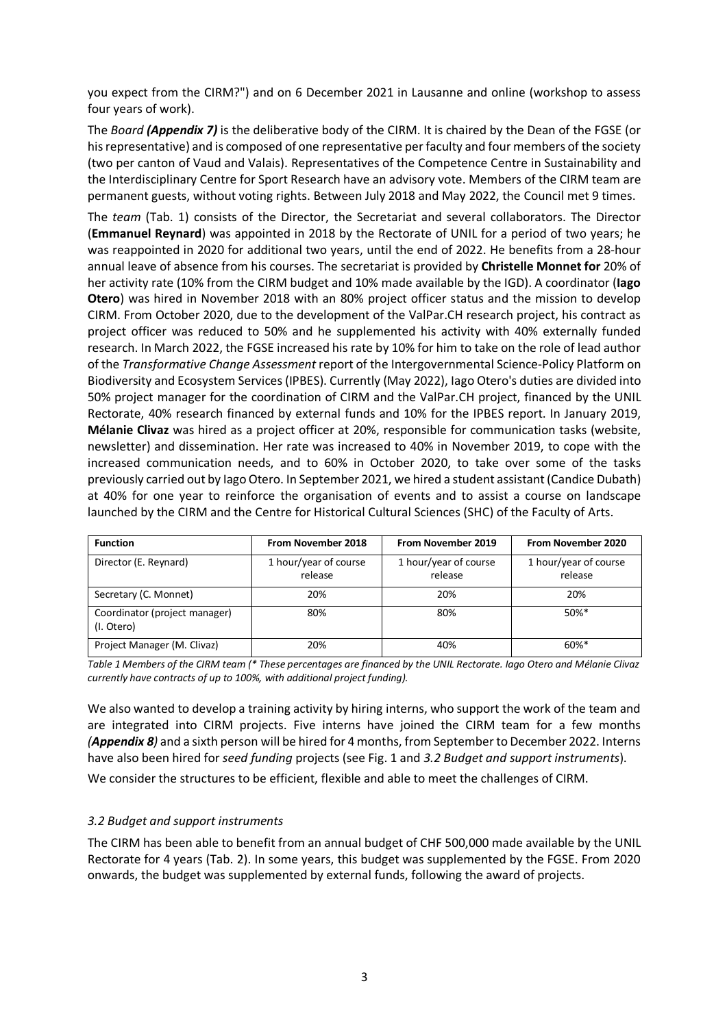you expect from the CIRM?") and on 6 December 2021 in Lausanne and online (workshop to assess four years of work).

The *Board* ***(Appendix 7)*** is the deliberative body of the CIRM. It is chaired by the Dean of the FGSE (or his representative) and is composed of one representative per faculty and four members of the society (two per canton of Vaud and Valais). Representatives of the Competence Centre in Sustainability and the Interdisciplinary Centre for Sport Research have an advisory vote. Members of the CIRM team are permanent guests, without voting rights. Between July 2018 and May 2022, the Council met 9 times.

The *team* (Tab. 1) consists of the Director, the Secretariat and several collaborators. The Director (**Emmanuel Reynard**) was appointed in 2018 by the Rectorate of UNIL for a period of two years; he was reappointed in 2020 for additional two years, until the end of 2022. He benefits from a 28-hour annual leave of absence from his courses. The secretariat is provided by **Christelle Monnet for** 20% of her activity rate (10% from the CIRM budget and 10% made available by the IGD). A coordinator (**Iago Otero**) was hired in November 2018 with an 80% project officer status and the mission to develop CIRM. From October 2020, due to the development of the ValPar.CH research project, his contract as project officer was reduced to 50% and he supplemented his activity with 40% externally funded research. In March 2022, the FGSE increased his rate by 10% for him to take on the role of lead author of the *Transformative Change Assessment* report of the Intergovernmental Science-Policy Platform on Biodiversity and Ecosystem Services (IPBES). Currently (May 2022), Iago Otero's duties are divided into 50% project manager for the coordination of CIRM and the ValPar.CH project, financed by the UNIL Rectorate, 40% research financed by external funds and 10% for the IPBES report. In January 2019, **Mélanie Clivaz** was hired as a project officer at 20%, responsible for communication tasks (website, newsletter) and dissemination. Her rate was increased to 40% in November 2019, to cope with the increased communication needs, and to 60% in October 2020, to take over some of the tasks previously carried out by Iago Otero. In September 2021, we hired a student assistant (Candice Dubath) at 40% for one year to reinforce the organisation of events and to assist a course on landscape launched by the CIRM and the Centre for Historical Cultural Sciences (SHC) of the Faculty of Arts.

| Function | From November 2018 | From November 2019 | From November 2020 |
|---|---|---|---|
| Director (E. Reynard) | 1 hour/year of course release | 1 hour/year of course release | 1 hour/year of course release |
| Secretary (C. Monnet) | 20% | 20% | 20% |
| Coordinator (project manager) (I. Otero) | 80% | 80% | 50%* |
| Project Manager (M. Clivaz) | 20% | 40% | 60%* |

*Table 1 Members of the CIRM team (* These percentages are financed by the UNIL Rectorate. Iago Otero and Mélanie Clivaz currently have contracts of up to 100%, with additional project funding).*

We also wanted to develop a training activity by hiring interns, who support the work of the team and are integrated into CIRM projects. Five interns have joined the CIRM team for a few months ***(Appendix 8)*** and a sixth person will be hired for 4 months, from September to December 2022. Interns have also been hired for *seed funding* projects (see Fig. 1 and *3.2 Budget and support instruments*).

We consider the structures to be efficient, flexible and able to meet the challenges of CIRM.

### *3.2 Budget and support instruments*

The CIRM has been able to benefit from an annual budget of CHF 500,000 made available by the UNIL Rectorate for 4 years (Tab. 2). In some years, this budget was supplemented by the FGSE. From 2020 onwards, the budget was supplemented by external funds, following the award of projects.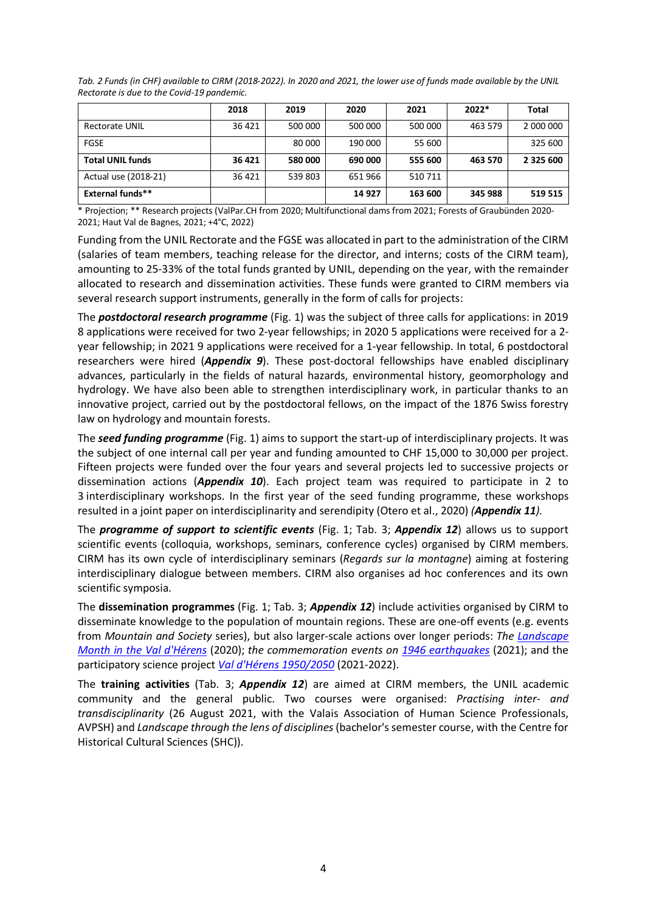*Tab. 2 Funds (in CHF) available to CIRM (2018-2022). In 2020 and 2021, the lower use of funds made available by the UNIL Rectorate is due to the Covid-19 pandemic.*

| | 2018 | 2019 | 2020 | 2021 | 2022* | Total |
|---|---|---|---|---|---|---|
| Rectorate UNIL | 36 421 | 500 000 | 500 000 | 500 000 | 463 579 | 2 000 000 |
| FGSE | | 80 000 | 190 000 | 55 600 | | 325 600 |
| **Total UNIL funds** | **36 421** | **580 000** | **690 000** | **555 600** | **463 570** | **2 325 600** |
| Actual use (2018-21) | 36 421 | 539 803 | 651 966 | 510 711 | | |
| **External funds**** | | | **14 927** | **163 600** | **345 988** | **519 515** |

* Projection; ** Research projects (ValPar.CH from 2020; Multifunctional dams from 2021; Forests of Graubünden 2020-2021; Haut Val de Bagnes, 2021; +4°C, 2022)

Funding from the UNIL Rectorate and the FGSE was allocated in part to the administration of the CIRM (salaries of team members, teaching release for the director, and interns; costs of the CIRM team), amounting to 25-33% of the total funds granted by UNIL, depending on the year, with the remainder allocated to research and dissemination activities. These funds were granted to CIRM members via several research support instruments, generally in the form of calls for projects:

The ***postdoctoral research programme*** (Fig. 1) was the subject of three calls for applications: in 2019 8 applications were received for two 2-year fellowships; in 2020 5 applications were received for a 2-year fellowship; in 2021 9 applications were received for a 1-year fellowship. In total, 6 postdoctoral researchers were hired (***Appendix 9***). These post-doctoral fellowships have enabled disciplinary advances, particularly in the fields of natural hazards, environmental history, geomorphology and hydrology. We have also been able to strengthen interdisciplinary work, in particular thanks to an innovative project, carried out by the postdoctoral fellows, on the impact of the 1876 Swiss forestry law on hydrology and mountain forests.

The ***seed funding programme*** (Fig. 1) aims to support the start-up of interdisciplinary projects. It was the subject of one internal call per year and funding amounted to CHF 15,000 to 30,000 per project. Fifteen projects were funded over the four years and several projects led to successive projects or dissemination actions (***Appendix 10***). Each project team was required to participate in 2 to 3 interdisciplinary workshops. In the first year of the seed funding programme, these workshops resulted in a joint paper on interdisciplinarity and serendipity (Otero et al., 2020) *(**Appendix 11**).*

The ***programme of support to scientific events*** (Fig. 1; Tab. 3; ***Appendix 12***) allows us to support scientific events (colloquia, workshops, seminars, conference cycles) organised by CIRM members. CIRM has its own cycle of interdisciplinary seminars (*Regards sur la montagne*) aiming at fostering interdisciplinary dialogue between members. CIRM also organises ad hoc conferences and its own scientific symposia.

The **dissemination programmes** (Fig. 1; Tab. 3; ***Appendix 12***) include activities organised by CIRM to disseminate knowledge to the population of mountain regions. These are one-off events (e.g. events from *Mountain and Society* series), but also larger-scale actions over longer periods: *The Landscape Month in the Val d'Hérens* (2020); *the commemoration events on 1946 earthquakes* (2021); and the participatory science project *Val d'Hérens 1950/2050* (2021-2022).

The **training activities** (Tab. 3; ***Appendix 12***) are aimed at CIRM members, the UNIL academic community and the general public. Two courses were organised: *Practising inter- and transdisciplinarity* (26 August 2021, with the Valais Association of Human Science Professionals, AVPSH) and *Landscape through the lens of disciplines* (bachelor's semester course, with the Centre for Historical Cultural Sciences (SHC)).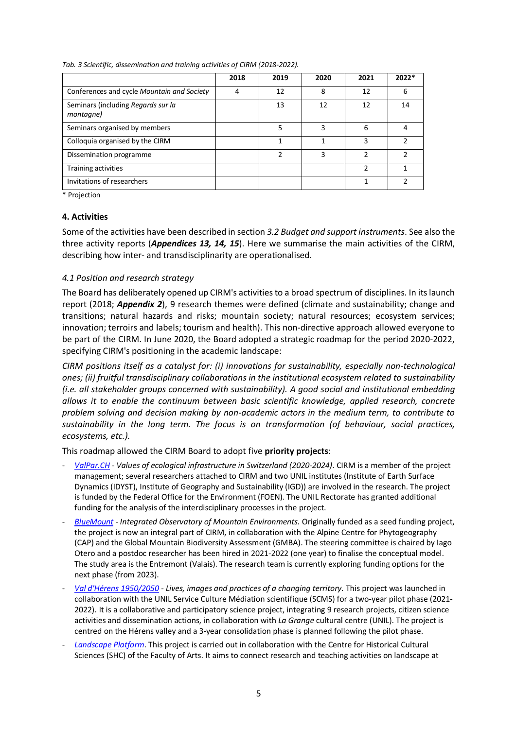*Tab. 3 Scientific, dissemination and training activities of CIRM (2018-2022).*

| | 2018 | 2019 | 2020 | 2021 | 2022* |
|---|---|---|---|---|---|
| Conferences and cycle *Mountain and Society* | 4 | 12 | 8 | 12 | 6 |
| Seminars (including *Regards sur la montagne)* | | 13 | 12 | 12 | 14 |
| Seminars organised by members | | 5 | 3 | 6 | 4 |
| Colloquia organised by the CIRM | | 1 | 1 | 3 | 2 |
| Dissemination programme | | 2 | 3 | 2 | 2 |
| Training activities | | | | 2 | 1 |
| Invitations of researchers | | | | 1 | 2 |

\* Projection

### 4. Activities

Some of the activities have been described in section *3.2 Budget and support instruments*. See also the three activity reports (***Appendices 13, 14, 15***). Here we summarise the main activities of the CIRM, describing how inter- and transdisciplinarity are operationalised.

#### *4.1 Position and research strategy*

The Board has deliberately opened up CIRM's activities to a broad spectrum of disciplines. In its launch report (2018; ***Appendix 2***), 9 research themes were defined (climate and sustainability; change and transitions; natural hazards and risks; mountain society; natural resources; ecosystem services; innovation; terroirs and labels; tourism and health). This non-directive approach allowed everyone to be part of the CIRM. In June 2020, the Board adopted a strategic roadmap for the period 2020-2022, specifying CIRM's positioning in the academic landscape:

*CIRM positions itself as a catalyst for: (i) innovations for sustainability, especially non-technological ones; (ii) fruitful transdisciplinary collaborations in the institutional ecosystem related to sustainability (i.e. all stakeholder groups concerned with sustainability). A good social and institutional embedding allows it to enable the continuum between basic scientific knowledge, applied research, concrete problem solving and decision making by non-academic actors in the medium term, to contribute to sustainability in the long term. The focus is on transformation (of behaviour, social practices, ecosystems, etc.).*

This roadmap allowed the CIRM Board to adopt five **priority projects**:

- *ValPar.CH - Values of ecological infrastructure in Switzerland (2020-2024)*. CIRM is a member of the project management; several researchers attached to CIRM and two UNIL institutes (Institute of Earth Surface Dynamics (IDYST), Institute of Geography and Sustainability (IGD)) are involved in the research. The project is funded by the Federal Office for the Environment (FOEN). The UNIL Rectorate has granted additional funding for the analysis of the interdisciplinary processes in the project.
- *BlueMount - Integrated Observatory of Mountain Environments.* Originally funded as a seed funding project, the project is now an integral part of CIRM, in collaboration with the Alpine Centre for Phytogeography (CAP) and the Global Mountain Biodiversity Assessment (GMBA). The steering committee is chaired by Iago Otero and a postdoc researcher has been hired in 2021-2022 (one year) to finalise the conceptual model. The study area is the Entremont (Valais). The research team is currently exploring funding options for the next phase (from 2023).
- *Val d'Hérens 1950/2050 - Lives, images and practices of a changing territory.* This project was launched in collaboration with the UNIL Service Culture Médiation scientifique (SCMS) for a two-year pilot phase (2021-2022). It is a collaborative and participatory science project, integrating 9 research projects, citizen science activities and dissemination actions, in collaboration with *La Grange* cultural centre (UNIL). The project is centred on the Hérens valley and a 3-year consolidation phase is planned following the pilot phase.
- *Landscape Platform*. This project is carried out in collaboration with the Centre for Historical Cultural Sciences (SHC) of the Faculty of Arts. It aims to connect research and teaching activities on landscape at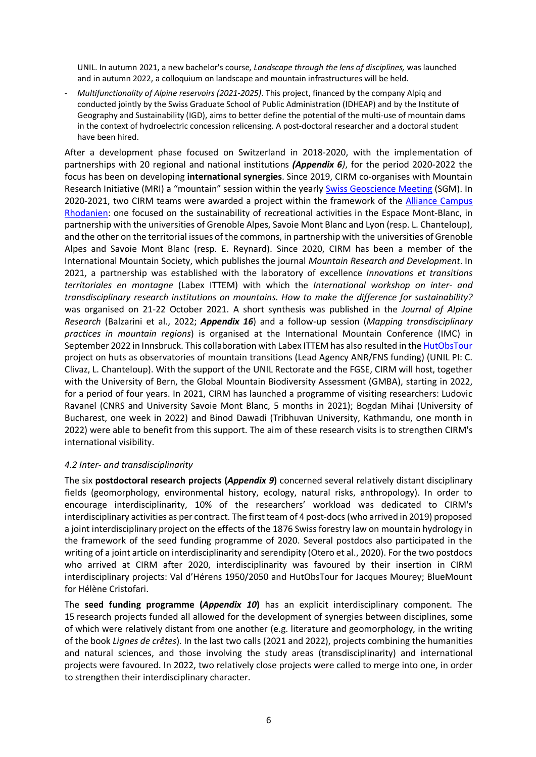UNIL. In autumn 2021, a new bachelor's course, *Landscape through the lens of disciplines,* was launched and in autumn 2022, a colloquium on landscape and mountain infrastructures will be held.

- *Multifunctionality of Alpine reservoirs (2021-2025)*. This project, financed by the company Alpiq and conducted jointly by the Swiss Graduate School of Public Administration (IDHEAP) and by the Institute of Geography and Sustainability (IGD), aims to better define the potential of the multi-use of mountain dams in the context of hydroelectric concession relicensing. A post-doctoral researcher and a doctoral student have been hired.

After a development phase focused on Switzerland in 2018-2020, with the implementation of partnerships with 20 regional and national institutions ***(Appendix 6)***, for the period 2020-2022 the focus has been on developing **international synergies**. Since 2019, CIRM co-organises with Mountain Research Initiative (MRI) a "mountain" session within the yearly Swiss Geoscience Meeting (SGM). In 2020-2021, two CIRM teams were awarded a project within the framework of the Alliance Campus Rhodanien: one focused on the sustainability of recreational activities in the Espace Mont-Blanc, in partnership with the universities of Grenoble Alpes, Savoie Mont Blanc and Lyon (resp. L. Chanteloup), and the other on the territorial issues of the commons, in partnership with the universities of Grenoble Alpes and Savoie Mont Blanc (resp. E. Reynard). Since 2020, CIRM has been a member of the International Mountain Society, which publishes the journal *Mountain Research and Development*. In 2021, a partnership was established with the laboratory of excellence *Innovations et transitions territoriales en montagne* (Labex ITTEM) with which the *International workshop on inter- and transdisciplinary research institutions on mountains. How to make the difference for sustainability?* was organised on 21-22 October 2021. A short synthesis was published in the *Journal of Alpine Research* (Balzarini et al., 2022; ***Appendix 16***) and a follow-up session (*Mapping transdisciplinary practices in mountain regions*) is organised at the International Mountain Conference (IMC) in September 2022 in Innsbruck. This collaboration with Labex ITTEM has also resulted in the HutObsTour project on huts as observatories of mountain transitions (Lead Agency ANR/FNS funding) (UNIL PI: C. Clivaz, L. Chanteloup). With the support of the UNIL Rectorate and the FGSE, CIRM will host, together with the University of Bern, the Global Mountain Biodiversity Assessment (GMBA), starting in 2022, for a period of four years. In 2021, CIRM has launched a programme of visiting researchers: Ludovic Ravanel (CNRS and University Savoie Mont Blanc, 5 months in 2021); Bogdan Mihai (University of Bucharest, one week in 2022) and Binod Dawadi (Tribhuvan University, Kathmandu, one month in 2022) were able to benefit from this support. The aim of these research visits is to strengthen CIRM's international visibility.

### *4.2 Inter- and transdisciplinarity*

The six **postdoctoral research projects (*Appendix 9*)** concerned several relatively distant disciplinary fields (geomorphology, environmental history, ecology, natural risks, anthropology). In order to encourage interdisciplinarity, 10% of the researchers' workload was dedicated to CIRM's interdisciplinary activities as per contract. The first team of 4 post-docs (who arrived in 2019) proposed a joint interdisciplinary project on the effects of the 1876 Swiss forestry law on mountain hydrology in the framework of the seed funding programme of 2020. Several postdocs also participated in the writing of a joint article on interdisciplinarity and serendipity (Otero et al., 2020). For the two postdocs who arrived at CIRM after 2020, interdisciplinarity was favoured by their insertion in CIRM interdisciplinary projects: Val d'Hérens 1950/2050 and HutObsTour for Jacques Mourey; BlueMount for Hélène Cristofari.

The **seed funding programme (*Appendix 10*)** has an explicit interdisciplinary component. The 15 research projects funded all allowed for the development of synergies between disciplines, some of which were relatively distant from one another (e.g. literature and geomorphology, in the writing of the book *Lignes de crêtes*). In the last two calls (2021 and 2022), projects combining the humanities and natural sciences, and those involving the study areas (transdisciplinarity) and international projects were favoured. In 2022, two relatively close projects were called to merge into one, in order to strengthen their interdisciplinary character.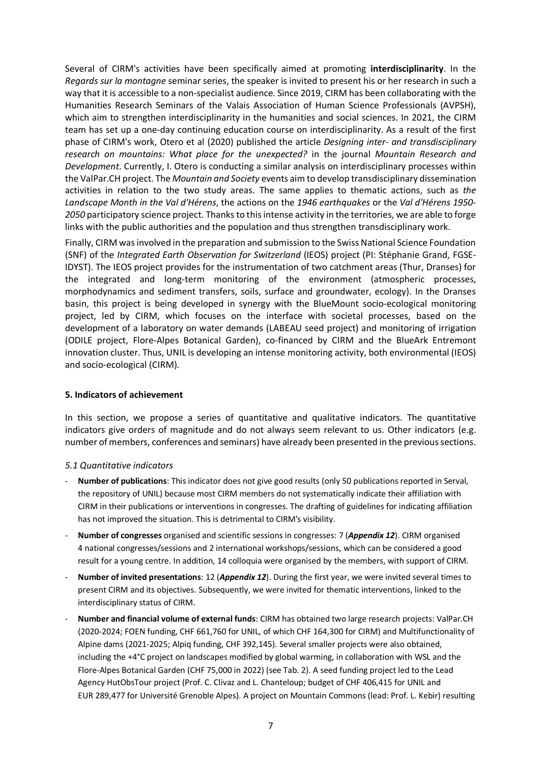Several of CIRM's activities have been specifically aimed at promoting **interdisciplinarity**. In the *Regards sur la montagne* seminar series, the speaker is invited to present his or her research in such a way that it is accessible to a non-specialist audience. Since 2019, CIRM has been collaborating with the Humanities Research Seminars of the Valais Association of Human Science Professionals (AVPSH), which aim to strengthen interdisciplinarity in the humanities and social sciences. In 2021, the CIRM team has set up a one-day continuing education course on interdisciplinarity. As a result of the first phase of CIRM's work, Otero et al (2020) published the article *Designing inter- and transdisciplinary research on mountains: What place for the unexpected?* in the journal *Mountain Research and Development*. Currently, I. Otero is conducting a similar analysis on interdisciplinary processes within the ValPar.CH project. The *Mountain and Society* events aim to develop transdisciplinary dissemination activities in relation to the two study areas. The same applies to thematic actions, such as *the Landscape Month in the Val d'Hérens*, the actions on the *1946 earthquakes* or the *Val d'Hérens 1950-2050* participatory science project. Thanks to this intense activity in the territories, we are able to forge links with the public authorities and the population and thus strengthen transdisciplinary work.

Finally, CIRM was involved in the preparation and submission to the Swiss National Science Foundation (SNF) of the *Integrated Earth Observation for Switzerland* (IEOS) project (PI: Stéphanie Grand, FGSE-IDYST). The IEOS project provides for the instrumentation of two catchment areas (Thur, Dranses) for the integrated and long-term monitoring of the environment (atmospheric processes, morphodynamics and sediment transfers, soils, surface and groundwater, ecology). In the Dranses basin, this project is being developed in synergy with the BlueMount socio-ecological monitoring project, led by CIRM, which focuses on the interface with societal processes, based on the development of a laboratory on water demands (LABEAU seed project) and monitoring of irrigation (ODILE project, Flore-Alpes Botanical Garden), co-financed by CIRM and the BlueArk Entremont innovation cluster. Thus, UNIL is developing an intense monitoring activity, both environmental (IEOS) and socio-ecological (CIRM).

## 5. Indicators of achievement

In this section, we propose a series of quantitative and qualitative indicators. The quantitative indicators give orders of magnitude and do not always seem relevant to us. Other indicators (e.g. number of members, conferences and seminars) have already been presented in the previous sections.

### *5.1 Quantitative indicators*

- **Number of publications**: This indicator does not give good results (only 50 publications reported in Serval, the repository of UNIL) because most CIRM members do not systematically indicate their affiliation with CIRM in their publications or interventions in congresses. The drafting of guidelines for indicating affiliation has not improved the situation. This is detrimental to CIRM's visibility.
- **Number of congresses** organised and scientific sessions in congresses: 7 (***Appendix 12***). CIRM organised 4 national congresses/sessions and 2 international workshops/sessions, which can be considered a good result for a young centre. In addition, 14 colloquia were organised by the members, with support of CIRM.
- **Number of invited presentations**: 12 (***Appendix 12***). During the first year, we were invited several times to present CIRM and its objectives. Subsequently, we were invited for thematic interventions, linked to the interdisciplinary status of CIRM.
- **Number and financial volume of external funds**: CIRM has obtained two large research projects: ValPar.CH (2020-2024; FOEN funding, CHF 661,760 for UNIL, of which CHF 164,300 for CIRM) and Multifunctionality of Alpine dams (2021-2025; Alpiq funding, CHF 392,145). Several smaller projects were also obtained, including the +4°C project on landscapes modified by global warming, in collaboration with WSL and the Flore-Alpes Botanical Garden (CHF 75,000 in 2022) (see Tab. 2). A seed funding project led to the Lead Agency HutObsTour project (Prof. C. Clivaz and L. Chanteloup; budget of CHF 406,415 for UNIL and EUR 289,477 for Université Grenoble Alpes). A project on Mountain Commons (lead: Prof. L. Kebir) resulting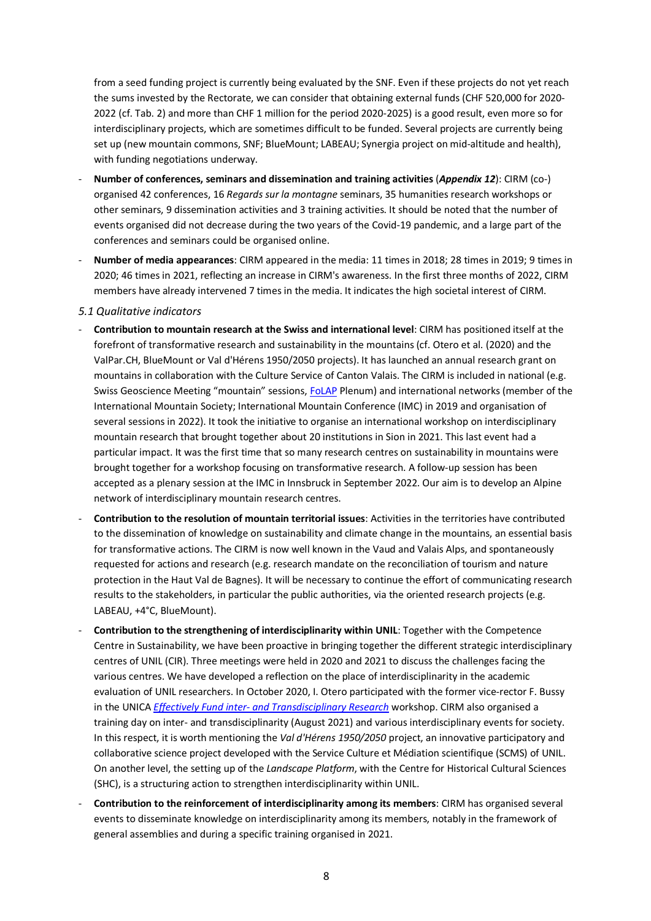from a seed funding project is currently being evaluated by the SNF. Even if these projects do not yet reach the sums invested by the Rectorate, we can consider that obtaining external funds (CHF 520,000 for 2020-2022 (cf. Tab. 2) and more than CHF 1 million for the period 2020-2025) is a good result, even more so for interdisciplinary projects, which are sometimes difficult to be funded. Several projects are currently being set up (new mountain commons, SNF; BlueMount; LABEAU; Synergia project on mid-altitude and health), with funding negotiations underway.

- **Number of conferences, seminars and dissemination and training activities** (***Appendix 12***): CIRM (co-) organised 42 conferences, 16 *Regards sur la montagne* seminars, 35 humanities research workshops or other seminars, 9 dissemination activities and 3 training activities. It should be noted that the number of events organised did not decrease during the two years of the Covid-19 pandemic, and a large part of the conferences and seminars could be organised online.
- **Number of media appearances**: CIRM appeared in the media: 11 times in 2018; 28 times in 2019; 9 times in 2020; 46 times in 2021, reflecting an increase in CIRM's awareness. In the first three months of 2022, CIRM members have already intervened 7 times in the media. It indicates the high societal interest of CIRM.

*5.1 Qualitative indicators*

- **Contribution to mountain research at the Swiss and international level**: CIRM has positioned itself at the forefront of transformative research and sustainability in the mountains (cf. Otero et al. (2020) and the ValPar.CH, BlueMount or Val d'Hérens 1950/2050 projects). It has launched an annual research grant on mountains in collaboration with the Culture Service of Canton Valais. The CIRM is included in national (e.g. Swiss Geoscience Meeting "mountain" sessions, FoLAP Plenum) and international networks (member of the International Mountain Society; International Mountain Conference (IMC) in 2019 and organisation of several sessions in 2022). It took the initiative to organise an international workshop on interdisciplinary mountain research that brought together about 20 institutions in Sion in 2021. This last event had a particular impact. It was the first time that so many research centres on sustainability in mountains were brought together for a workshop focusing on transformative research. A follow-up session has been accepted as a plenary session at the IMC in Innsbruck in September 2022. Our aim is to develop an Alpine network of interdisciplinary mountain research centres.
- **Contribution to the resolution of mountain territorial issues**: Activities in the territories have contributed to the dissemination of knowledge on sustainability and climate change in the mountains, an essential basis for transformative actions. The CIRM is now well known in the Vaud and Valais Alps, and spontaneously requested for actions and research (e.g. research mandate on the reconciliation of tourism and nature protection in the Haut Val de Bagnes). It will be necessary to continue the effort of communicating research results to the stakeholders, in particular the public authorities, via the oriented research projects (e.g. LABEAU, +4°C, BlueMount).
- **Contribution to the strengthening of interdisciplinarity within UNIL**: Together with the Competence Centre in Sustainability, we have been proactive in bringing together the different strategic interdisciplinary centres of UNIL (CIR). Three meetings were held in 2020 and 2021 to discuss the challenges facing the various centres. We have developed a reflection on the place of interdisciplinarity in the academic evaluation of UNIL researchers. In October 2020, I. Otero participated with the former vice-rector F. Bussy in the UNICA *Effectively Fund inter- and Transdisciplinary Research* workshop. CIRM also organised a training day on inter- and transdisciplinarity (August 2021) and various interdisciplinary events for society. In this respect, it is worth mentioning the *Val d'Hérens 1950/2050* project, an innovative participatory and collaborative science project developed with the Service Culture et Médiation scientifique (SCMS) of UNIL. On another level, the setting up of the *Landscape Platform*, with the Centre for Historical Cultural Sciences (SHC), is a structuring action to strengthen interdisciplinarity within UNIL.
- **Contribution to the reinforcement of interdisciplinarity among its members**: CIRM has organised several events to disseminate knowledge on interdisciplinarity among its members, notably in the framework of general assemblies and during a specific training organised in 2021.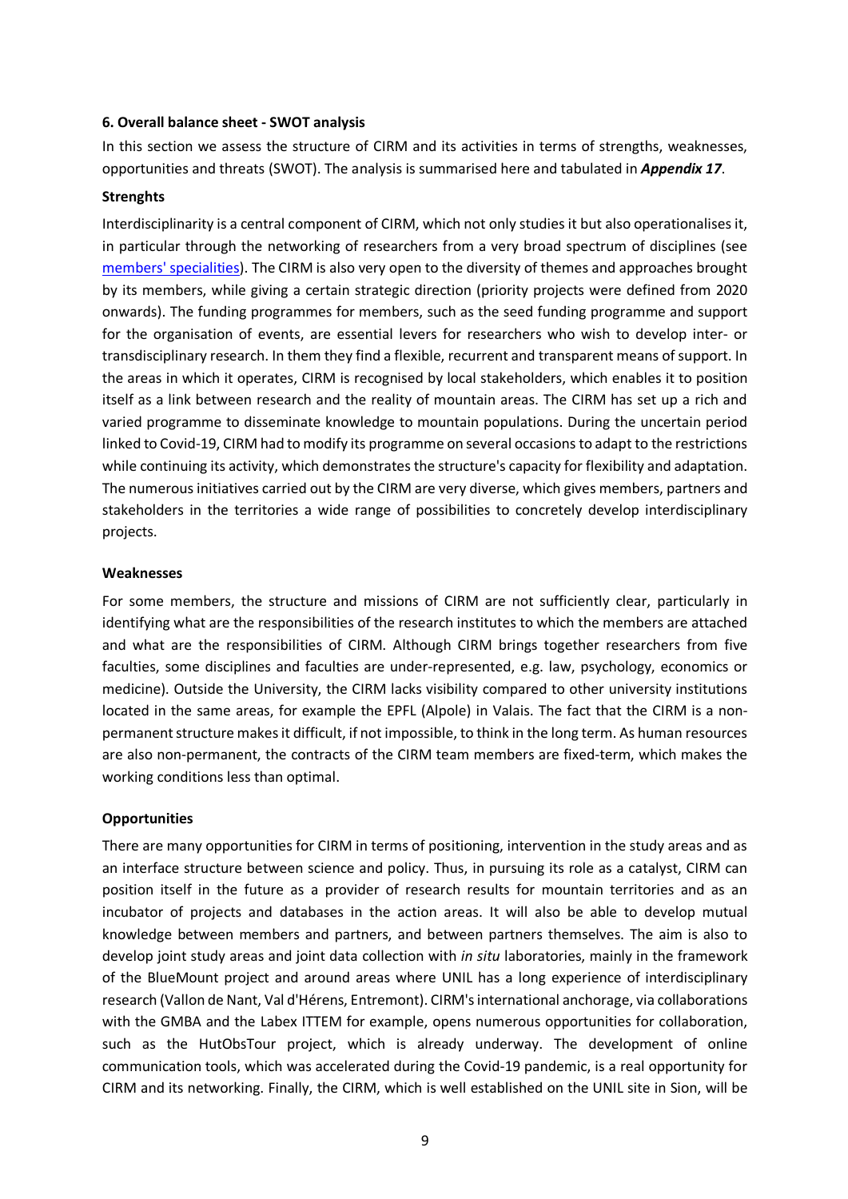**6. Overall balance sheet - SWOT analysis**

In this section we assess the structure of CIRM and its activities in terms of strengths, weaknesses, opportunities and threats (SWOT). The analysis is summarised here and tabulated in ***Appendix 17***.

**Strenghts**

Interdisciplinarity is a central component of CIRM, which not only studies it but also operationalises it, in particular through the networking of researchers from a very broad spectrum of disciplines (see members' specialities). The CIRM is also very open to the diversity of themes and approaches brought by its members, while giving a certain strategic direction (priority projects were defined from 2020 onwards). The funding programmes for members, such as the seed funding programme and support for the organisation of events, are essential levers for researchers who wish to develop inter- or transdisciplinary research. In them they find a flexible, recurrent and transparent means of support. In the areas in which it operates, CIRM is recognised by local stakeholders, which enables it to position itself as a link between research and the reality of mountain areas. The CIRM has set up a rich and varied programme to disseminate knowledge to mountain populations. During the uncertain period linked to Covid-19, CIRM had to modify its programme on several occasions to adapt to the restrictions while continuing its activity, which demonstrates the structure's capacity for flexibility and adaptation. The numerous initiatives carried out by the CIRM are very diverse, which gives members, partners and stakeholders in the territories a wide range of possibilities to concretely develop interdisciplinary projects.

**Weaknesses**

For some members, the structure and missions of CIRM are not sufficiently clear, particularly in identifying what are the responsibilities of the research institutes to which the members are attached and what are the responsibilities of CIRM. Although CIRM brings together researchers from five faculties, some disciplines and faculties are under-represented, e.g. law, psychology, economics or medicine). Outside the University, the CIRM lacks visibility compared to other university institutions located in the same areas, for example the EPFL (Alpole) in Valais. The fact that the CIRM is a non-permanent structure makes it difficult, if not impossible, to think in the long term. As human resources are also non-permanent, the contracts of the CIRM team members are fixed-term, which makes the working conditions less than optimal.

**Opportunities**

There are many opportunities for CIRM in terms of positioning, intervention in the study areas and as an interface structure between science and policy. Thus, in pursuing its role as a catalyst, CIRM can position itself in the future as a provider of research results for mountain territories and as an incubator of projects and databases in the action areas. It will also be able to develop mutual knowledge between members and partners, and between partners themselves. The aim is also to develop joint study areas and joint data collection with *in situ* laboratories, mainly in the framework of the BlueMount project and around areas where UNIL has a long experience of interdisciplinary research (Vallon de Nant, Val d'Hérens, Entremont). CIRM's international anchorage, via collaborations with the GMBA and the Labex ITTEM for example, opens numerous opportunities for collaboration, such as the HutObsTour project, which is already underway. The development of online communication tools, which was accelerated during the Covid-19 pandemic, is a real opportunity for CIRM and its networking. Finally, the CIRM, which is well established on the UNIL site in Sion, will be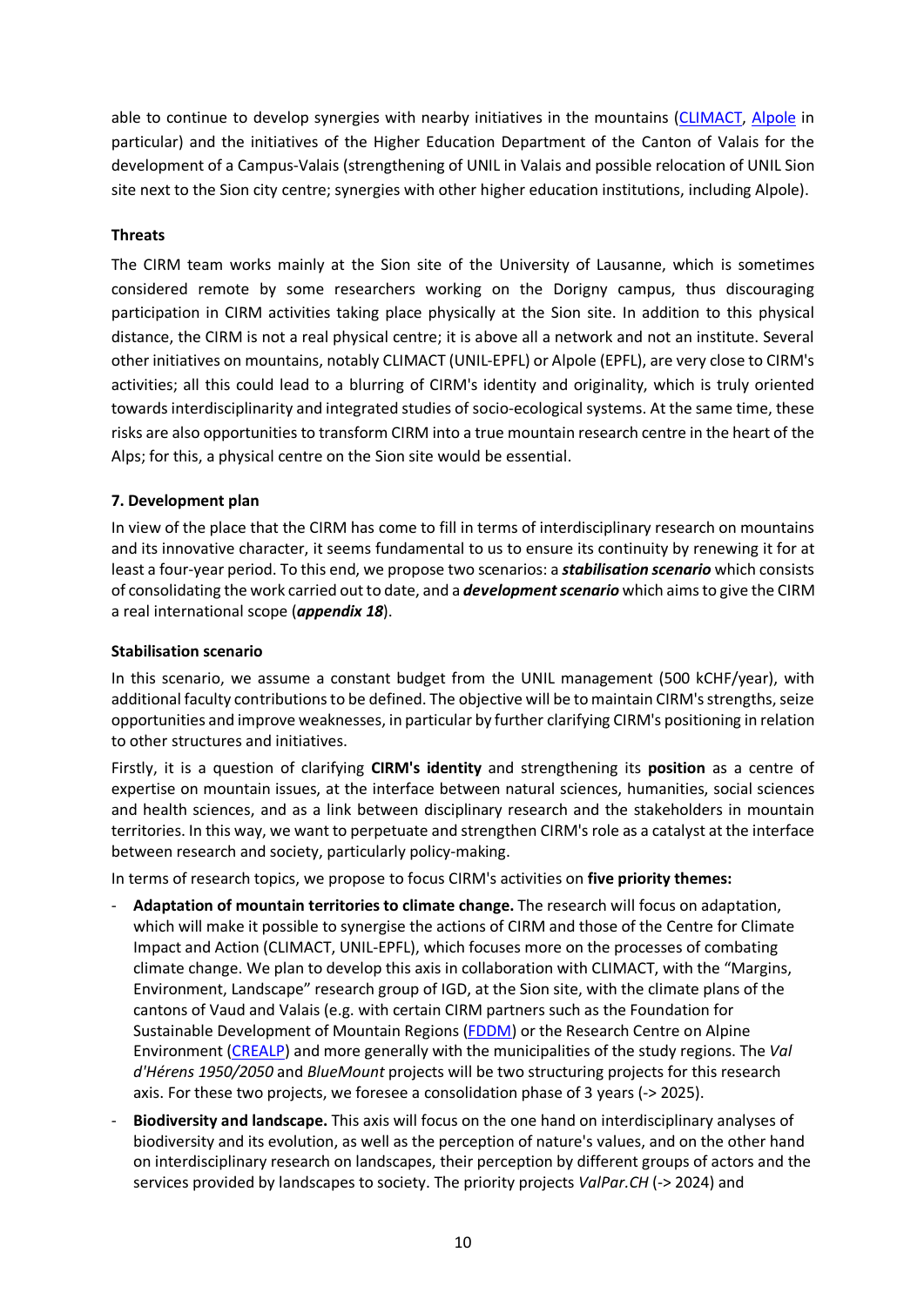able to continue to develop synergies with nearby initiatives in the mountains (CLIMACT, Alpole in particular) and the initiatives of the Higher Education Department of the Canton of Valais for the development of a Campus-Valais (strengthening of UNIL in Valais and possible relocation of UNIL Sion site next to the Sion city centre; synergies with other higher education institutions, including Alpole).

**Threats**

The CIRM team works mainly at the Sion site of the University of Lausanne, which is sometimes considered remote by some researchers working on the Dorigny campus, thus discouraging participation in CIRM activities taking place physically at the Sion site. In addition to this physical distance, the CIRM is not a real physical centre; it is above all a network and not an institute. Several other initiatives on mountains, notably CLIMACT (UNIL-EPFL) or Alpole (EPFL), are very close to CIRM's activities; all this could lead to a blurring of CIRM's identity and originality, which is truly oriented towards interdisciplinarity and integrated studies of socio-ecological systems. At the same time, these risks are also opportunities to transform CIRM into a true mountain research centre in the heart of the Alps; for this, a physical centre on the Sion site would be essential.

## 7. Development plan

In view of the place that the CIRM has come to fill in terms of interdisciplinary research on mountains and its innovative character, it seems fundamental to us to ensure its continuity by renewing it for at least a four-year period. To this end, we propose two scenarios: a ***stabilisation scenario*** which consists of consolidating the work carried out to date, and a ***development scenario*** which aims to give the CIRM a real international scope (***appendix 18***).

**Stabilisation scenario**

In this scenario, we assume a constant budget from the UNIL management (500 kCHF/year), with additional faculty contributions to be defined. The objective will be to maintain CIRM's strengths, seize opportunities and improve weaknesses, in particular by further clarifying CIRM's positioning in relation to other structures and initiatives.

Firstly, it is a question of clarifying **CIRM's identity** and strengthening its **position** as a centre of expertise on mountain issues, at the interface between natural sciences, humanities, social sciences and health sciences, and as a link between disciplinary research and the stakeholders in mountain territories. In this way, we want to perpetuate and strengthen CIRM's role as a catalyst at the interface between research and society, particularly policy-making.

In terms of research topics, we propose to focus CIRM's activities on **five priority themes:**

- **Adaptation of mountain territories to climate change.** The research will focus on adaptation, which will make it possible to synergise the actions of CIRM and those of the Centre for Climate Impact and Action (CLIMACT, UNIL-EPFL), which focuses more on the processes of combating climate change. We plan to develop this axis in collaboration with CLIMACT, with the "Margins, Environment, Landscape" research group of IGD, at the Sion site, with the climate plans of the cantons of Vaud and Valais (e.g. with certain CIRM partners such as the Foundation for Sustainable Development of Mountain Regions (FDDM) or the Research Centre on Alpine Environment (CREALP) and more generally with the municipalities of the study regions. The *Val d'Hérens 1950/2050* and *BlueMount* projects will be two structuring projects for this research axis. For these two projects, we foresee a consolidation phase of 3 years (-> 2025).
- **Biodiversity and landscape.** This axis will focus on the one hand on interdisciplinary analyses of biodiversity and its evolution, as well as the perception of nature's values, and on the other hand on interdisciplinary research on landscapes, their perception by different groups of actors and the services provided by landscapes to society. The priority projects *ValPar.CH* (-> 2024) and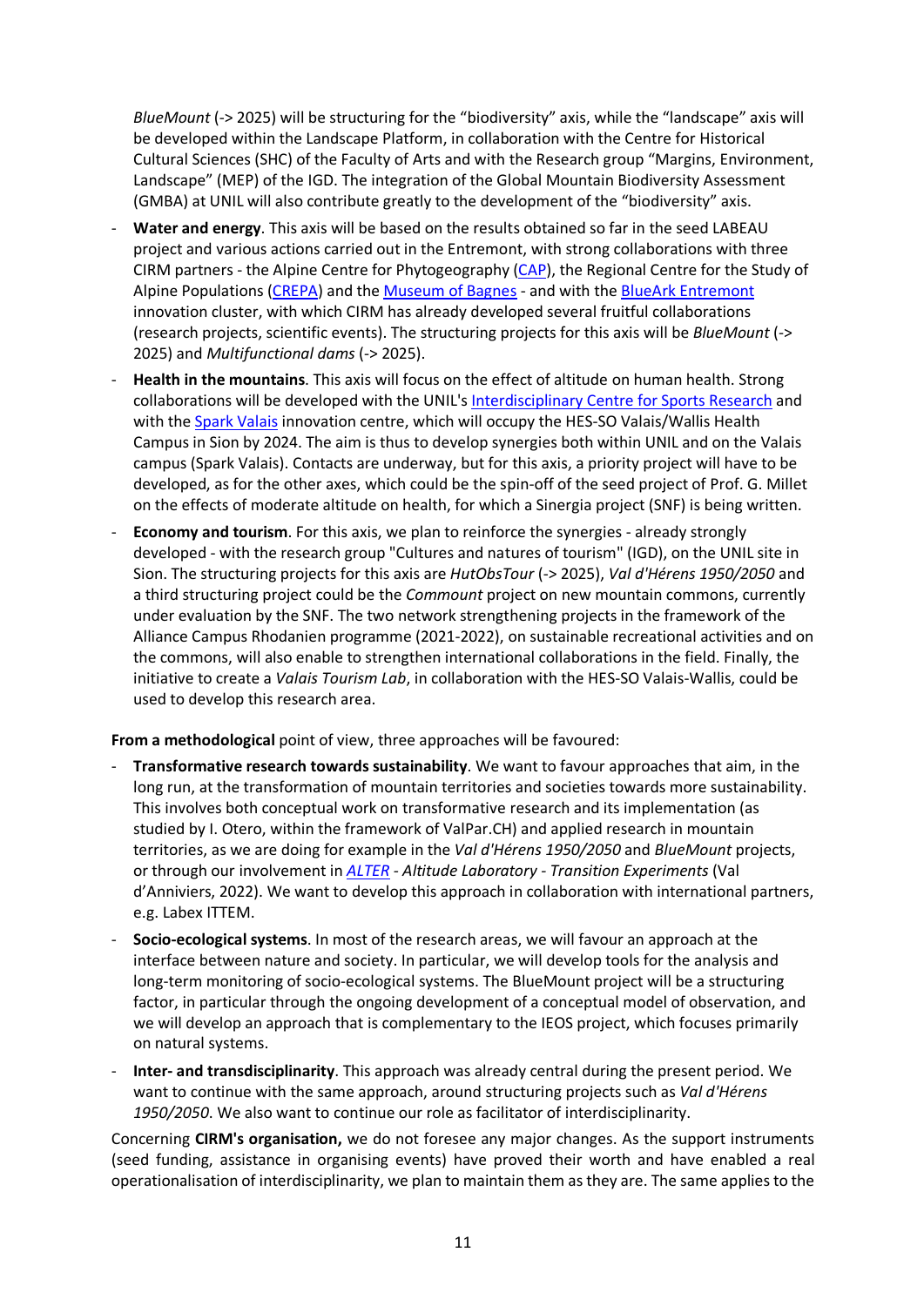*BlueMount* (-> 2025) will be structuring for the “biodiversity” axis, while the “landscape” axis will be developed within the Landscape Platform, in collaboration with the Centre for Historical Cultural Sciences (SHC) of the Faculty of Arts and with the Research group “Margins, Environment, Landscape” (MEP) of the IGD. The integration of the Global Mountain Biodiversity Assessment (GMBA) at UNIL will also contribute greatly to the development of the “biodiversity” axis.

- **Water and energy**. This axis will be based on the results obtained so far in the seed LABEAU project and various actions carried out in the Entremont, with strong collaborations with three CIRM partners - the Alpine Centre for Phytogeography (CAP), the Regional Centre for the Study of Alpine Populations (CREPA) and the Museum of Bagnes - and with the BlueArk Entremont innovation cluster, with which CIRM has already developed several fruitful collaborations (research projects, scientific events). The structuring projects for this axis will be *BlueMount* (-> 2025) and *Multifunctional dams* (-> 2025).
- **Health in the mountains**. This axis will focus on the effect of altitude on human health. Strong collaborations will be developed with the UNIL's Interdisciplinary Centre for Sports Research and with the Spark Valais innovation centre, which will occupy the HES-SO Valais/Wallis Health Campus in Sion by 2024. The aim is thus to develop synergies both within UNIL and on the Valais campus (Spark Valais). Contacts are underway, but for this axis, a priority project will have to be developed, as for the other axes, which could be the spin-off of the seed project of Prof. G. Millet on the effects of moderate altitude on health, for which a Sinergia project (SNF) is being written.
- **Economy and tourism**. For this axis, we plan to reinforce the synergies - already strongly developed - with the research group "Cultures and natures of tourism" (IGD), on the UNIL site in Sion. The structuring projects for this axis are *HutObsTour* (-> 2025), *Val d'Hérens 1950/2050* and a third structuring project could be the *Commount* project on new mountain commons, currently under evaluation by the SNF. The two network strengthening projects in the framework of the Alliance Campus Rhodanien programme (2021-2022), on sustainable recreational activities and on the commons, will also enable to strengthen international collaborations in the field. Finally, the initiative to create a *Valais Tourism Lab*, in collaboration with the HES-SO Valais-Wallis, could be used to develop this research area.

**From a methodological** point of view, three approaches will be favoured:

- **Transformative research towards sustainability**. We want to favour approaches that aim, in the long run, at the transformation of mountain territories and societies towards more sustainability. This involves both conceptual work on transformative research and its implementation (as studied by I. Otero, within the framework of ValPar.CH) and applied research in mountain territories, as we are doing for example in the *Val d'Hérens 1950/2050* and *BlueMount* projects, or through our involvement in *ALTER - Altitude Laboratory - Transition Experiments* (Val d'Anniviers, 2022). We want to develop this approach in collaboration with international partners, e.g. Labex ITTEM.
- **Socio-ecological systems**. In most of the research areas, we will favour an approach at the interface between nature and society. In particular, we will develop tools for the analysis and long-term monitoring of socio-ecological systems. The BlueMount project will be a structuring factor, in particular through the ongoing development of a conceptual model of observation, and we will develop an approach that is complementary to the IEOS project, which focuses primarily on natural systems.
- **Inter- and transdisciplinarity**. This approach was already central during the present period. We want to continue with the same approach, around structuring projects such as *Val d'Hérens 1950/2050*. We also want to continue our role as facilitator of interdisciplinarity.

Concerning **CIRM's organisation,** we do not foresee any major changes. As the support instruments (seed funding, assistance in organising events) have proved their worth and have enabled a real operationalisation of interdisciplinarity, we plan to maintain them as they are. The same applies to the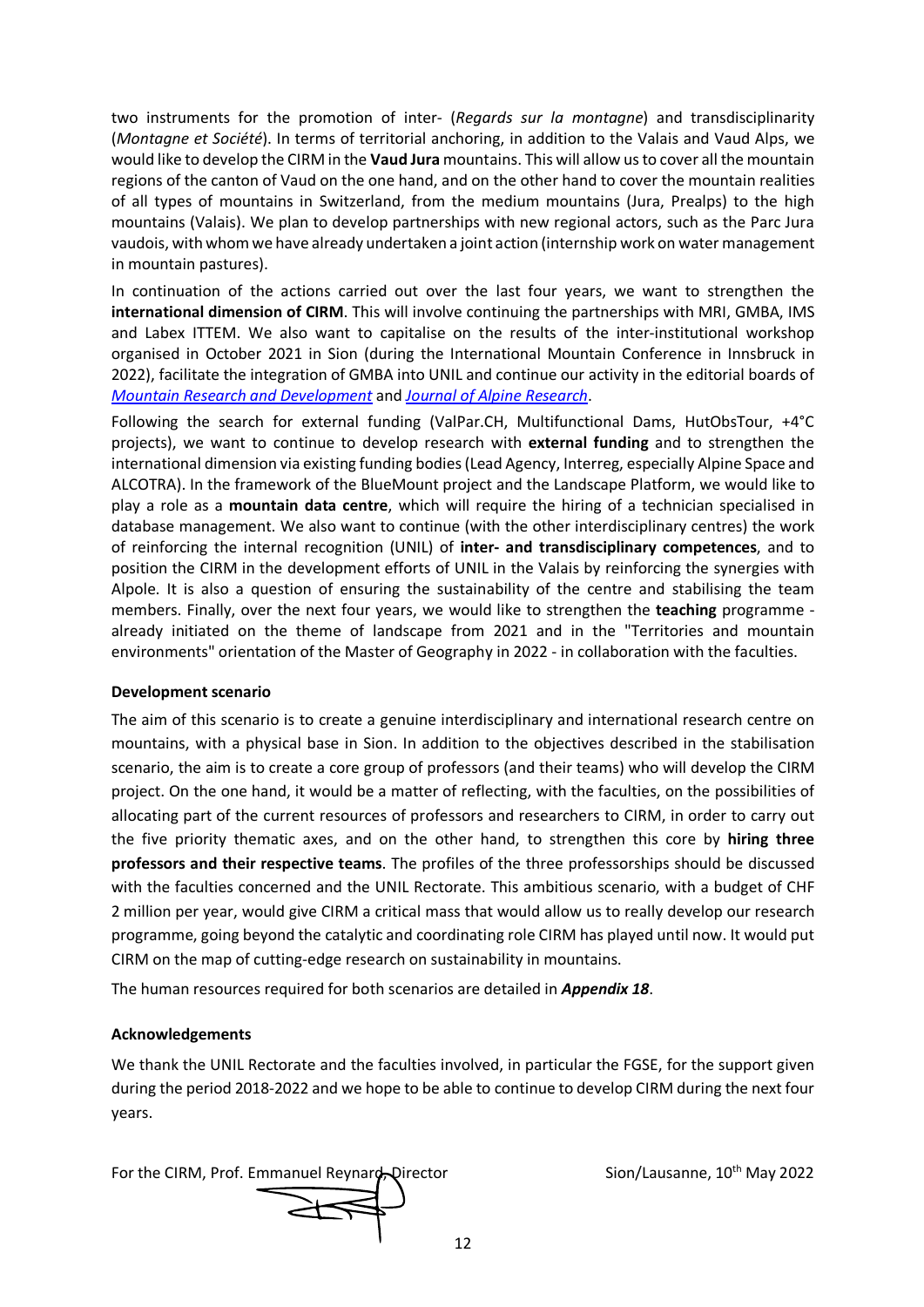two instruments for the promotion of inter- (*Regards sur la montagne*) and transdisciplinarity (*Montagne et Société*). In terms of territorial anchoring, in addition to the Valais and Vaud Alps, we would like to develop the CIRM in the **Vaud Jura** mountains. This will allow us to cover all the mountain regions of the canton of Vaud on the one hand, and on the other hand to cover the mountain realities of all types of mountains in Switzerland, from the medium mountains (Jura, Prealps) to the high mountains (Valais). We plan to develop partnerships with new regional actors, such as the Parc Jura vaudois, with whom we have already undertaken a joint action (internship work on water management in mountain pastures).

In continuation of the actions carried out over the last four years, we want to strengthen the **international dimension of CIRM**. This will involve continuing the partnerships with MRI, GMBA, IMS and Labex ITTEM. We also want to capitalise on the results of the inter-institutional workshop organised in October 2021 in Sion (during the International Mountain Conference in Innsbruck in 2022), facilitate the integration of GMBA into UNIL and continue our activity in the editorial boards of *Mountain Research and Development* and *Journal of Alpine Research*.

Following the search for external funding (ValPar.CH, Multifunctional Dams, HutObsTour, +4°C projects), we want to continue to develop research with **external funding** and to strengthen the international dimension via existing funding bodies (Lead Agency, Interreg, especially Alpine Space and ALCOTRA). In the framework of the BlueMount project and the Landscape Platform, we would like to play a role as a **mountain data centre**, which will require the hiring of a technician specialised in database management. We also want to continue (with the other interdisciplinary centres) the work of reinforcing the internal recognition (UNIL) of **inter- and transdisciplinary competences**, and to position the CIRM in the development efforts of UNIL in the Valais by reinforcing the synergies with Alpole. It is also a question of ensuring the sustainability of the centre and stabilising the team members. Finally, over the next four years, we would like to strengthen the **teaching** programme - already initiated on the theme of landscape from 2021 and in the "Territories and mountain environments" orientation of the Master of Geography in 2022 - in collaboration with the faculties.

**Development scenario**

The aim of this scenario is to create a genuine interdisciplinary and international research centre on mountains, with a physical base in Sion. In addition to the objectives described in the stabilisation scenario, the aim is to create a core group of professors (and their teams) who will develop the CIRM project. On the one hand, it would be a matter of reflecting, with the faculties, on the possibilities of allocating part of the current resources of professors and researchers to CIRM, in order to carry out the five priority thematic axes, and on the other hand, to strengthen this core by **hiring three professors and their respective teams**. The profiles of the three professorships should be discussed with the faculties concerned and the UNIL Rectorate. This ambitious scenario, with a budget of CHF 2 million per year, would give CIRM a critical mass that would allow us to really develop our research programme, going beyond the catalytic and coordinating role CIRM has played until now. It would put CIRM on the map of cutting-edge research on sustainability in mountains.

The human resources required for both scenarios are detailed in ***Appendix 18***.

**Acknowledgements**

We thank the UNIL Rectorate and the faculties involved, in particular the FGSE, for the support given during the period 2018-2022 and we hope to be able to continue to develop CIRM during the next four years.

For the CIRM, Prof. Emmanuel Reynard, Director

Sion/Lausanne, 10th May 2022